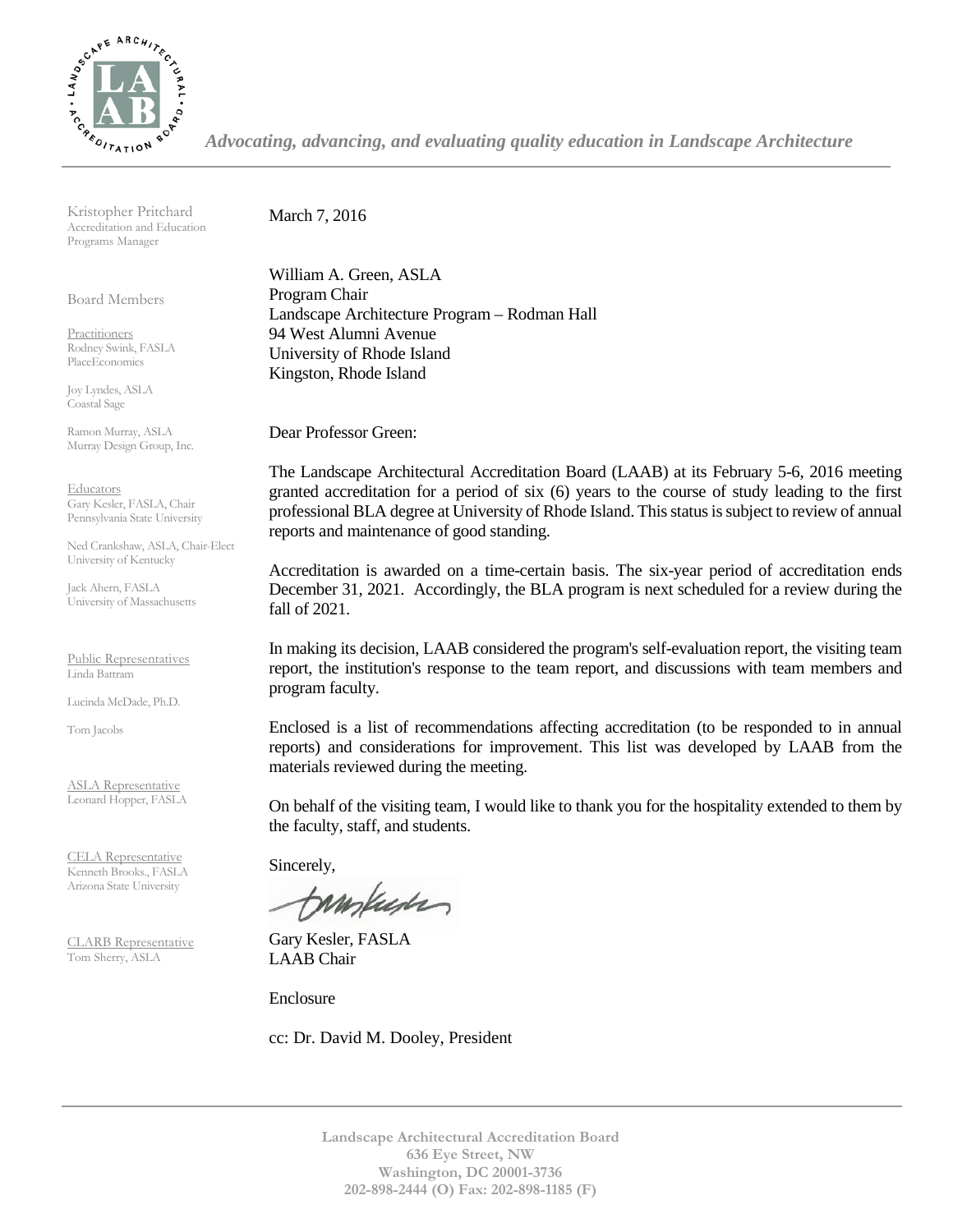*Advocating, advancing, and evaluating quality education in Landscape Architecture*

Kristopher Pritchard
Accreditation and Education Programs Manager

Board Members

Practitioners
Rodney Swink, FASLA
PlaceEconomics

Joy Lyndes, ASLA
Coastal Sage

Ramon Murray, ASLA
Murray Design Group, Inc.

Educators
Gary Kesler, FASLA, Chair
Pennsylvania State University

Ned Crankshaw, ASLA, Chair-Elect
University of Kentucky

Jack Ahern, FASLA
University of Massachusetts

Public Representatives
Linda Battram

Lucinda McDade, Ph.D.

Tom Jacobs

ASLA Representative
Leonard Hopper, FASLA

CELA Representative
Kenneth Brooks., FASLA
Arizona State University

CLARB Representative
Tom Sherry, ASLA

March 7, 2016

William A. Green, ASLA
Program Chair
Landscape Architecture Program – Rodman Hall
94 West Alumni Avenue
University of Rhode Island
Kingston, Rhode Island

Dear Professor Green:

The Landscape Architectural Accreditation Board (LAAB) at its February 5-6, 2016 meeting granted accreditation for a period of six (6) years to the course of study leading to the first professional BLA degree at University of Rhode Island. This status is subject to review of annual reports and maintenance of good standing.

Accreditation is awarded on a time-certain basis. The six-year period of accreditation ends December 31, 2021. Accordingly, the BLA program is next scheduled for a review during the fall of 2021.

In making its decision, LAAB considered the program's self-evaluation report, the visiting team report, the institution's response to the team report, and discussions with team members and program faculty.

Enclosed is a list of recommendations affecting accreditation (to be responded to in annual reports) and considerations for improvement. This list was developed by LAAB from the materials reviewed during the meeting.

On behalf of the visiting team, I would like to thank you for the hospitality extended to them by the faculty, staff, and students.

Sincerely,

Gary Kesler, FASLA
LAAB Chair

Enclosure

cc: Dr. David M. Dooley, President

**Landscape Architectural Accreditation Board**
**636 Eye Street, NW**
**Washington, DC 20001-3736**
**202-898-2444 (O) Fax: 202-898-1185 (F)**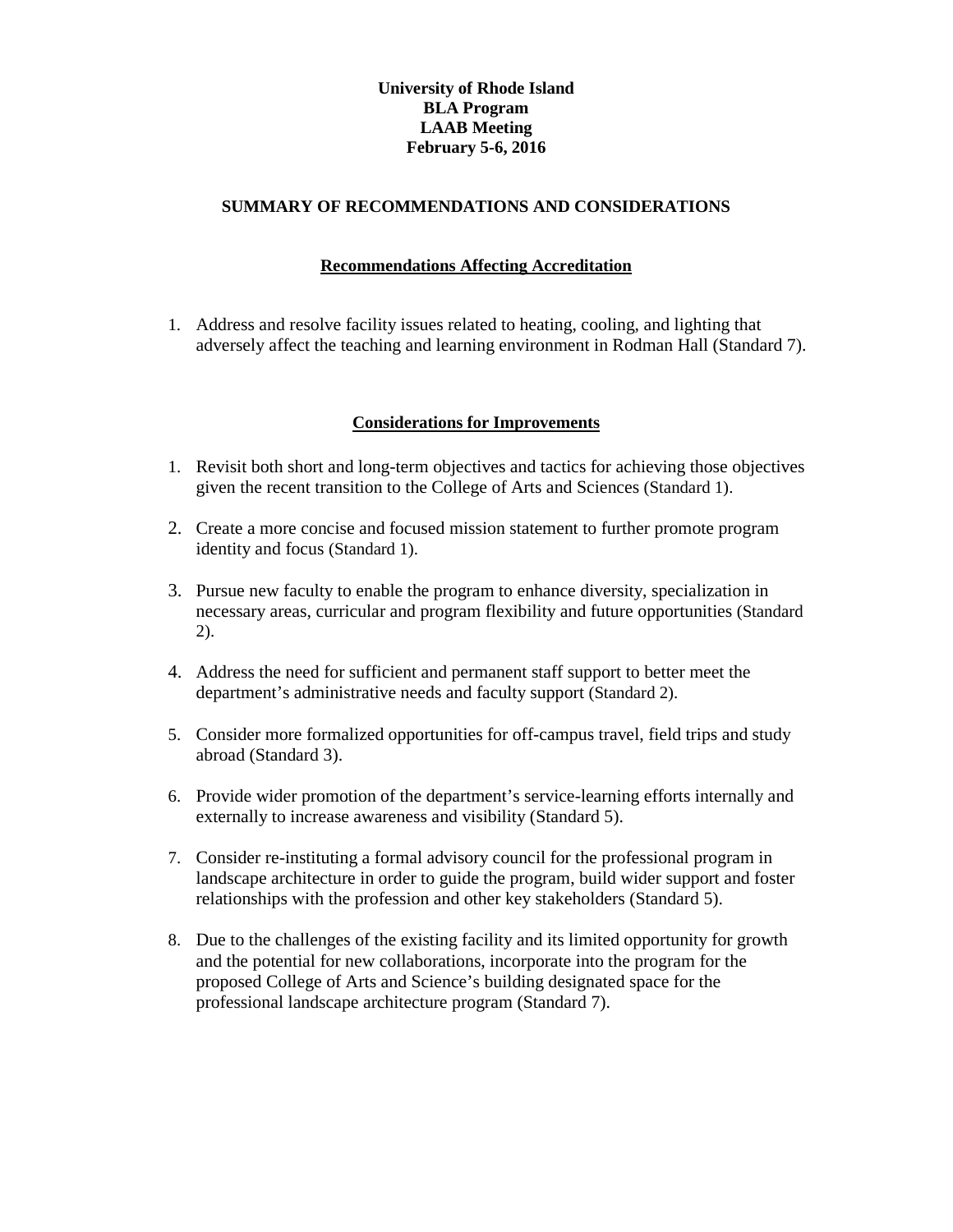**University of Rhode Island**
**BLA Program**
**LAAB Meeting**
**February 5-6, 2016**

**SUMMARY OF RECOMMENDATIONS AND CONSIDERATIONS**

**Recommendations Affecting Accreditation**

1. Address and resolve facility issues related to heating, cooling, and lighting that adversely affect the teaching and learning environment in Rodman Hall (Standard 7).

**Considerations for Improvements**

1. Revisit both short and long-term objectives and tactics for achieving those objectives given the recent transition to the College of Arts and Sciences (Standard 1).
2. Create a more concise and focused mission statement to further promote program identity and focus (Standard 1).
3. Pursue new faculty to enable the program to enhance diversity, specialization in necessary areas, curricular and program flexibility and future opportunities (Standard 2).
4. Address the need for sufficient and permanent staff support to better meet the department's administrative needs and faculty support (Standard 2).
5. Consider more formalized opportunities for off-campus travel, field trips and study abroad (Standard 3).
6. Provide wider promotion of the department's service-learning efforts internally and externally to increase awareness and visibility (Standard 5).
7. Consider re-instituting a formal advisory council for the professional program in landscape architecture in order to guide the program, build wider support and foster relationships with the profession and other key stakeholders (Standard 5).
8. Due to the challenges of the existing facility and its limited opportunity for growth and the potential for new collaborations, incorporate into the program for the proposed College of Arts and Science's building designated space for the professional landscape architecture program (Standard 7).